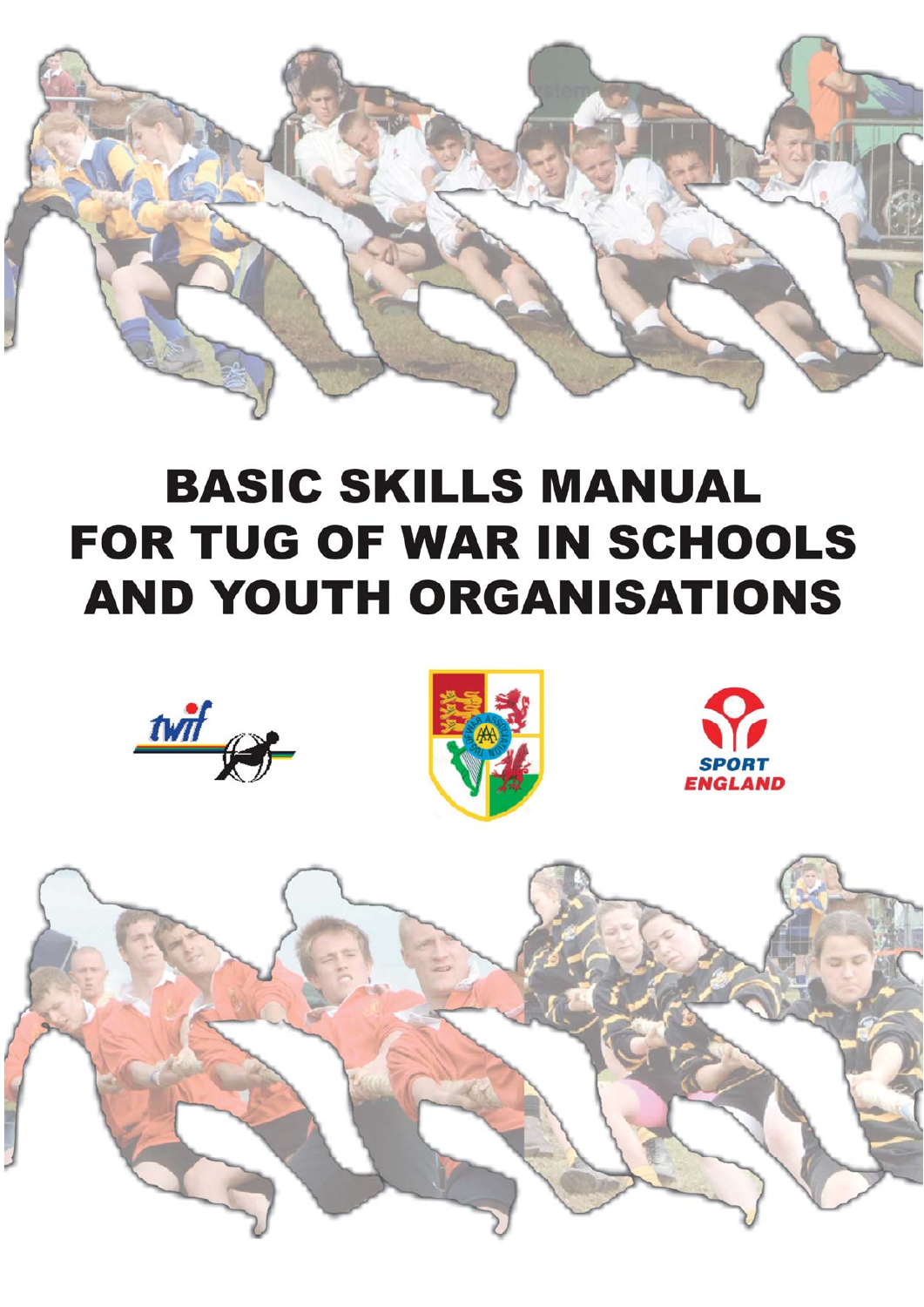# BASIC SKILLS MANUAL FOR TUG OF WAR IN SCHOOLS AND YOUTH ORGANISATIONS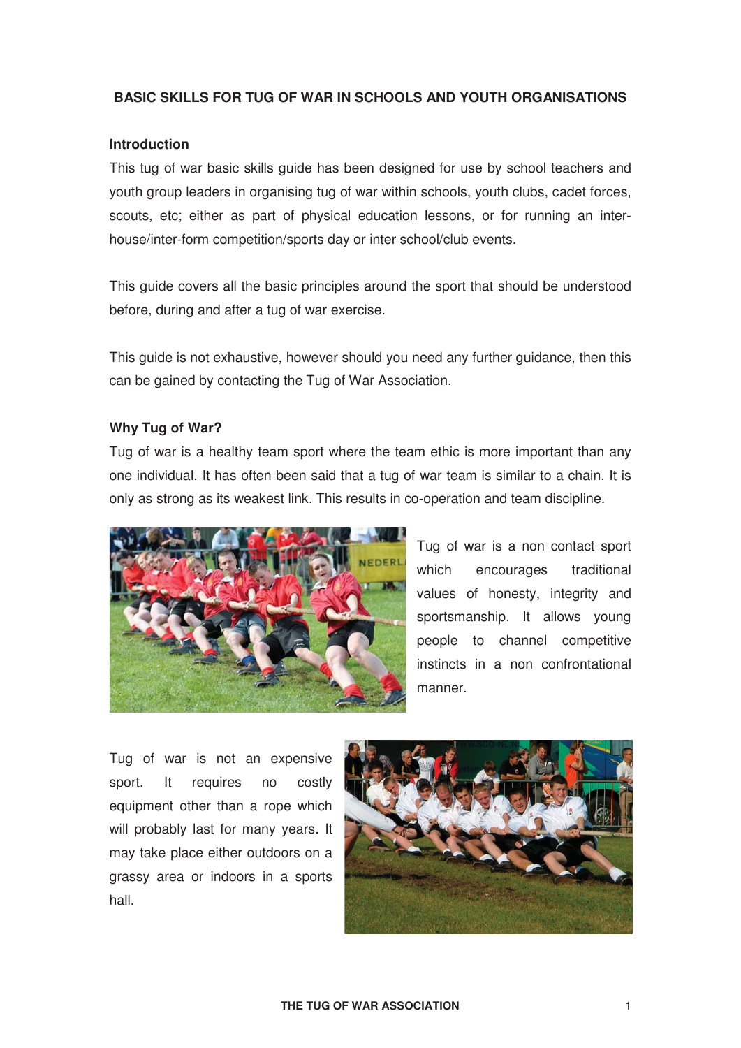# BASIC SKILLS FOR TUG OF WAR IN SCHOOLS AND YOUTH ORGANISATIONS

## Introduction

This tug of war basic skills guide has been designed for use by school teachers and youth group leaders in organising tug of war within schools, youth clubs, cadet forces, scouts, etc; either as part of physical education lessons, or for running an inter-house/inter-form competition/sports day or inter school/club events.

This guide covers all the basic principles around the sport that should be understood before, during and after a tug of war exercise.

This guide is not exhaustive, however should you need any further guidance, then this can be gained by contacting the Tug of War Association.

## Why Tug of War?

Tug of war is a healthy team sport where the team ethic is more important than any one individual. It has often been said that a tug of war team is similar to a chain. It is only as strong as its weakest link. This results in co-operation and team discipline.

Tug of war is a non contact sport which encourages traditional values of honesty, integrity and sportsmanship. It allows young people to channel competitive instincts in a non confrontational manner.

Tug of war is not an expensive sport. It requires no costly equipment other than a rope which will probably last for many years. It may take place either outdoors on a grassy area or indoors in a sports hall.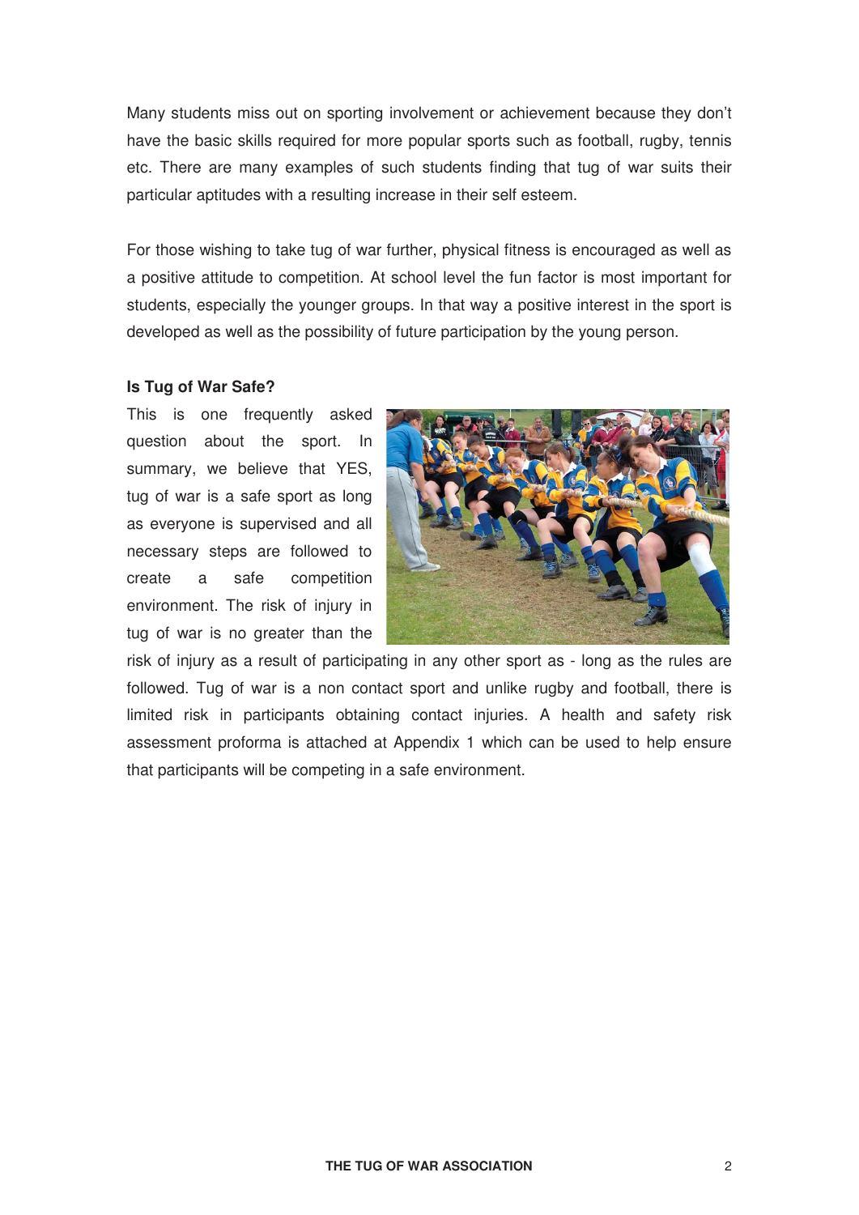Many students miss out on sporting involvement or achievement because they don't have the basic skills required for more popular sports such as football, rugby, tennis etc. There are many examples of such students finding that tug of war suits their particular aptitudes with a resulting increase in their self esteem.

For those wishing to take tug of war further, physical fitness is encouraged as well as a positive attitude to competition. At school level the fun factor is most important for students, especially the younger groups. In that way a positive interest in the sport is developed as well as the possibility of future participation by the young person.

**Is Tug of War Safe?**

This is one frequently asked question about the sport. In summary, we believe that YES, tug of war is a safe sport as long as everyone is supervised and all necessary steps are followed to create a safe competition environment. The risk of injury in tug of war is no greater than the risk of injury as a result of participating in any other sport as - long as the rules are followed. Tug of war is a non contact sport and unlike rugby and football, there is limited risk in participants obtaining contact injuries. A health and safety risk assessment proforma is attached at Appendix 1 which can be used to help ensure that participants will be competing in a safe environment.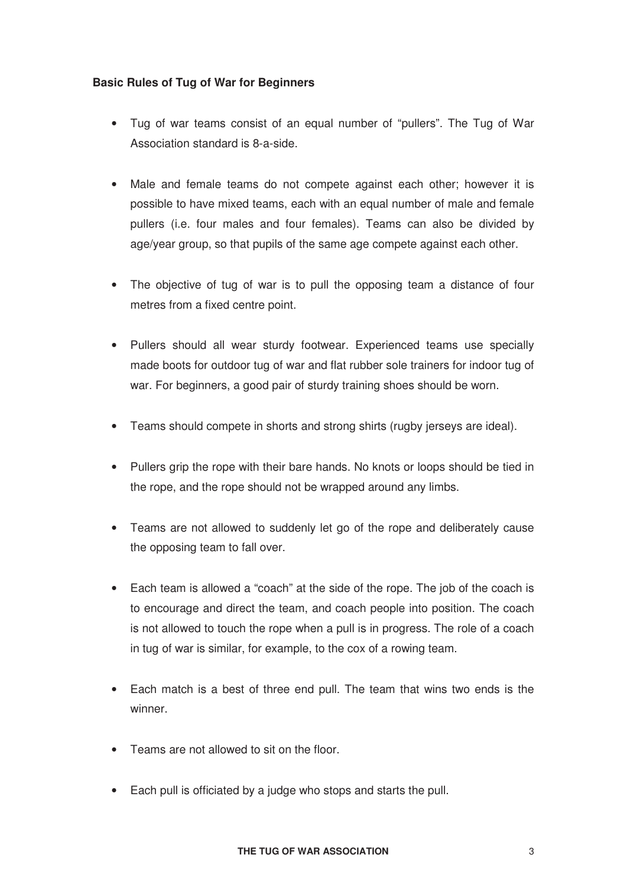**Basic Rules of Tug of War for Beginners**

- Tug of war teams consist of an equal number of "pullers". The Tug of War Association standard is 8-a-side.
- Male and female teams do not compete against each other; however it is possible to have mixed teams, each with an equal number of male and female pullers (i.e. four males and four females). Teams can also be divided by age/year group, so that pupils of the same age compete against each other.
- The objective of tug of war is to pull the opposing team a distance of four metres from a fixed centre point.
- Pullers should all wear sturdy footwear. Experienced teams use specially made boots for outdoor tug of war and flat rubber sole trainers for indoor tug of war. For beginners, a good pair of sturdy training shoes should be worn.
- Teams should compete in shorts and strong shirts (rugby jerseys are ideal).
- Pullers grip the rope with their bare hands. No knots or loops should be tied in the rope, and the rope should not be wrapped around any limbs.
- Teams are not allowed to suddenly let go of the rope and deliberately cause the opposing team to fall over.
- Each team is allowed a "coach" at the side of the rope. The job of the coach is to encourage and direct the team, and coach people into position. The coach is not allowed to touch the rope when a pull is in progress. The role of a coach in tug of war is similar, for example, to the cox of a rowing team.
- Each match is a best of three end pull. The team that wins two ends is the winner.
- Teams are not allowed to sit on the floor.
- Each pull is officiated by a judge who stops and starts the pull.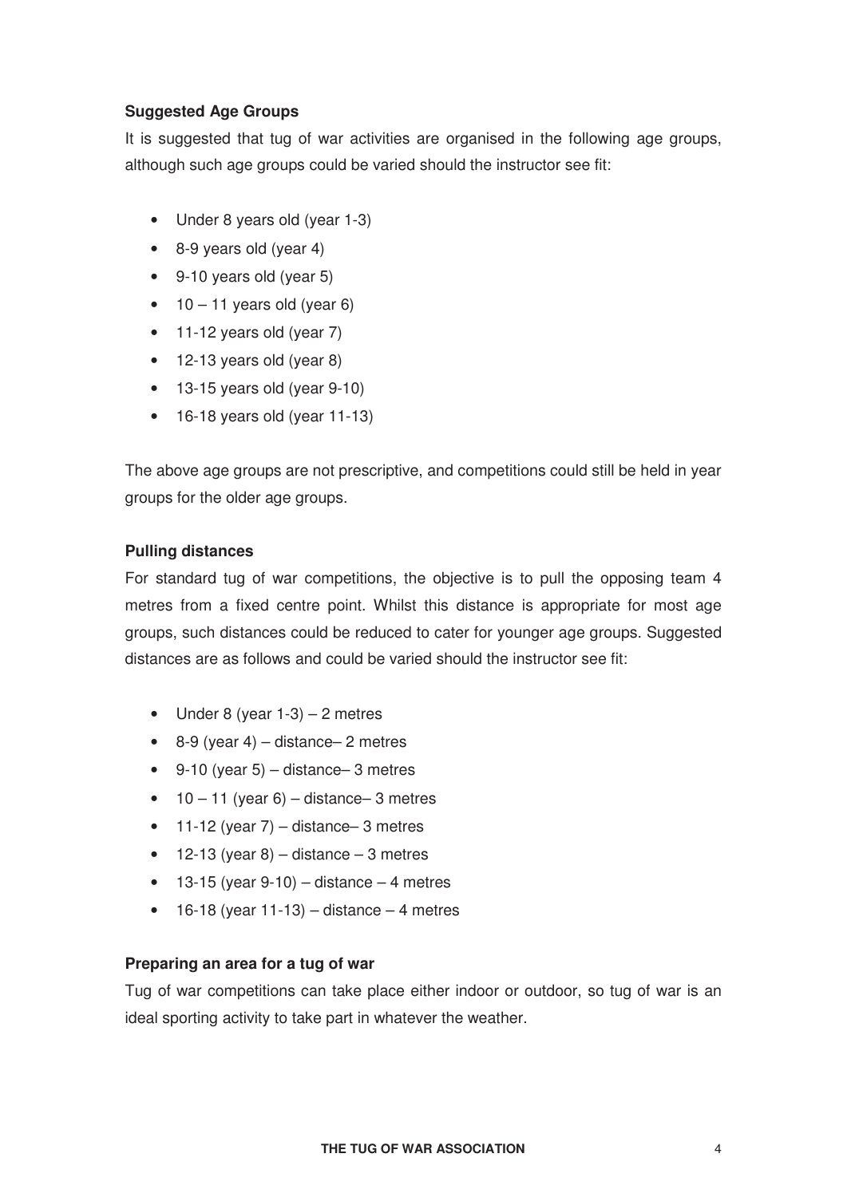**Suggested Age Groups**

It is suggested that tug of war activities are organised in the following age groups, although such age groups could be varied should the instructor see fit:

- Under 8 years old (year 1-3)
- 8-9 years old (year 4)
- 9-10 years old (year 5)
- 10 – 11 years old (year 6)
- 11-12 years old (year 7)
- 12-13 years old (year 8)
- 13-15 years old (year 9-10)
- 16-18 years old (year 11-13)

The above age groups are not prescriptive, and competitions could still be held in year groups for the older age groups.

**Pulling distances**

For standard tug of war competitions, the objective is to pull the opposing team 4 metres from a fixed centre point. Whilst this distance is appropriate for most age groups, such distances could be reduced to cater for younger age groups. Suggested distances are as follows and could be varied should the instructor see fit:

- Under 8 (year 1-3) – 2 metres
- 8-9 (year 4) – distance– 2 metres
- 9-10 (year 5) – distance– 3 metres
- 10 – 11 (year 6) – distance– 3 metres
- 11-12 (year 7) – distance– 3 metres
- 12-13 (year 8) – distance – 3 metres
- 13-15 (year 9-10) – distance – 4 metres
- 16-18 (year 11-13) – distance – 4 metres

**Preparing an area for a tug of war**

Tug of war competitions can take place either indoor or outdoor, so tug of war is an ideal sporting activity to take part in whatever the weather.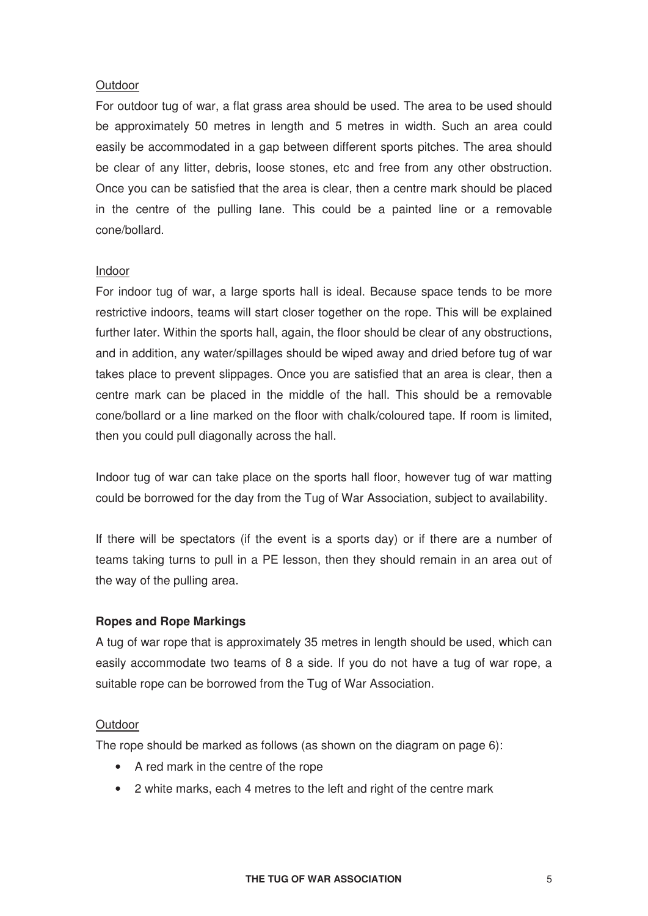Outdoor

For outdoor tug of war, a flat grass area should be used. The area to be used should be approximately 50 metres in length and 5 metres in width. Such an area could easily be accommodated in a gap between different sports pitches. The area should be clear of any litter, debris, loose stones, etc and free from any other obstruction. Once you can be satisfied that the area is clear, then a centre mark should be placed in the centre of the pulling lane. This could be a painted line or a removable cone/bollard.

Indoor

For indoor tug of war, a large sports hall is ideal. Because space tends to be more restrictive indoors, teams will start closer together on the rope. This will be explained further later. Within the sports hall, again, the floor should be clear of any obstructions, and in addition, any water/spillages should be wiped away and dried before tug of war takes place to prevent slippages. Once you are satisfied that an area is clear, then a centre mark can be placed in the middle of the hall. This should be a removable cone/bollard or a line marked on the floor with chalk/coloured tape. If room is limited, then you could pull diagonally across the hall.

Indoor tug of war can take place on the sports hall floor, however tug of war matting could be borrowed for the day from the Tug of War Association, subject to availability.

If there will be spectators (if the event is a sports day) or if there are a number of teams taking turns to pull in a PE lesson, then they should remain in an area out of the way of the pulling area.

**Ropes and Rope Markings**

A tug of war rope that is approximately 35 metres in length should be used, which can easily accommodate two teams of 8 a side. If you do not have a tug of war rope, a suitable rope can be borrowed from the Tug of War Association.

Outdoor

The rope should be marked as follows (as shown on the diagram on page 6):

- A red mark in the centre of the rope
- 2 white marks, each 4 metres to the left and right of the centre mark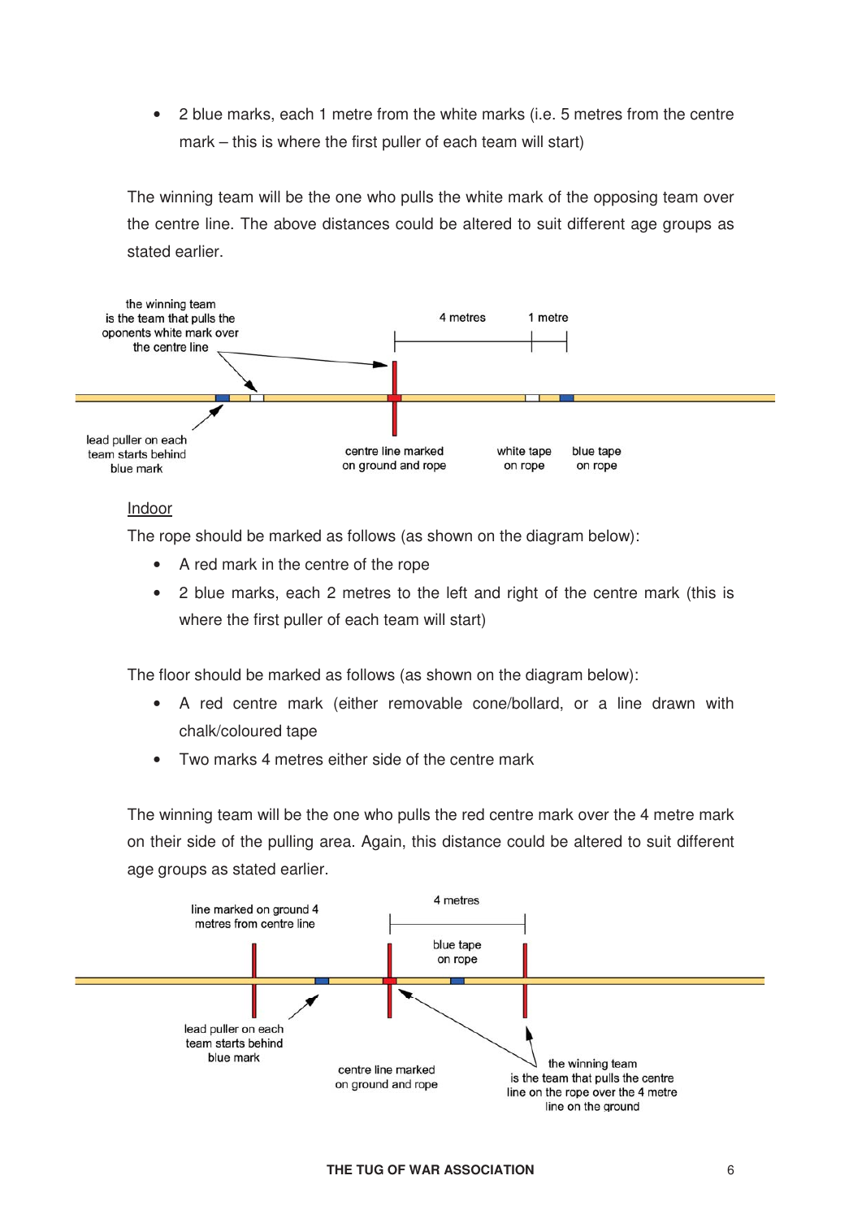- 2 blue marks, each 1 metre from the white marks (i.e. 5 metres from the centre mark – this is where the first puller of each team will start)

The winning team will be the one who pulls the white mark of the opposing team over the centre line. The above distances could be altered to suit different age groups as stated earlier.

the winning team is the team that pulls the oponents white mark over the centre line

4 metres

1 metre

lead puller on each team starts behind blue mark

centre line marked on ground and rope

white tape on rope

blue tape on rope

<u>Indoor</u>

The rope should be marked as follows (as shown on the diagram below):

- A red mark in the centre of the rope
- 2 blue marks, each 2 metres to the left and right of the centre mark (this is where the first puller of each team will start)

The floor should be marked as follows (as shown on the diagram below):

- A red centre mark (either removable cone/bollard, or a line drawn with chalk/coloured tape
- Two marks 4 metres either side of the centre mark

The winning team will be the one who pulls the red centre mark over the 4 metre mark on their side of the pulling area. Again, this distance could be altered to suit different age groups as stated earlier.

line marked on ground 4 metres from centre line

4 metres

blue tape on rope

lead puller on each team starts behind blue mark

centre line marked on ground and rope

the winning team is the team that pulls the centre line on the rope over the 4 metre line on the ground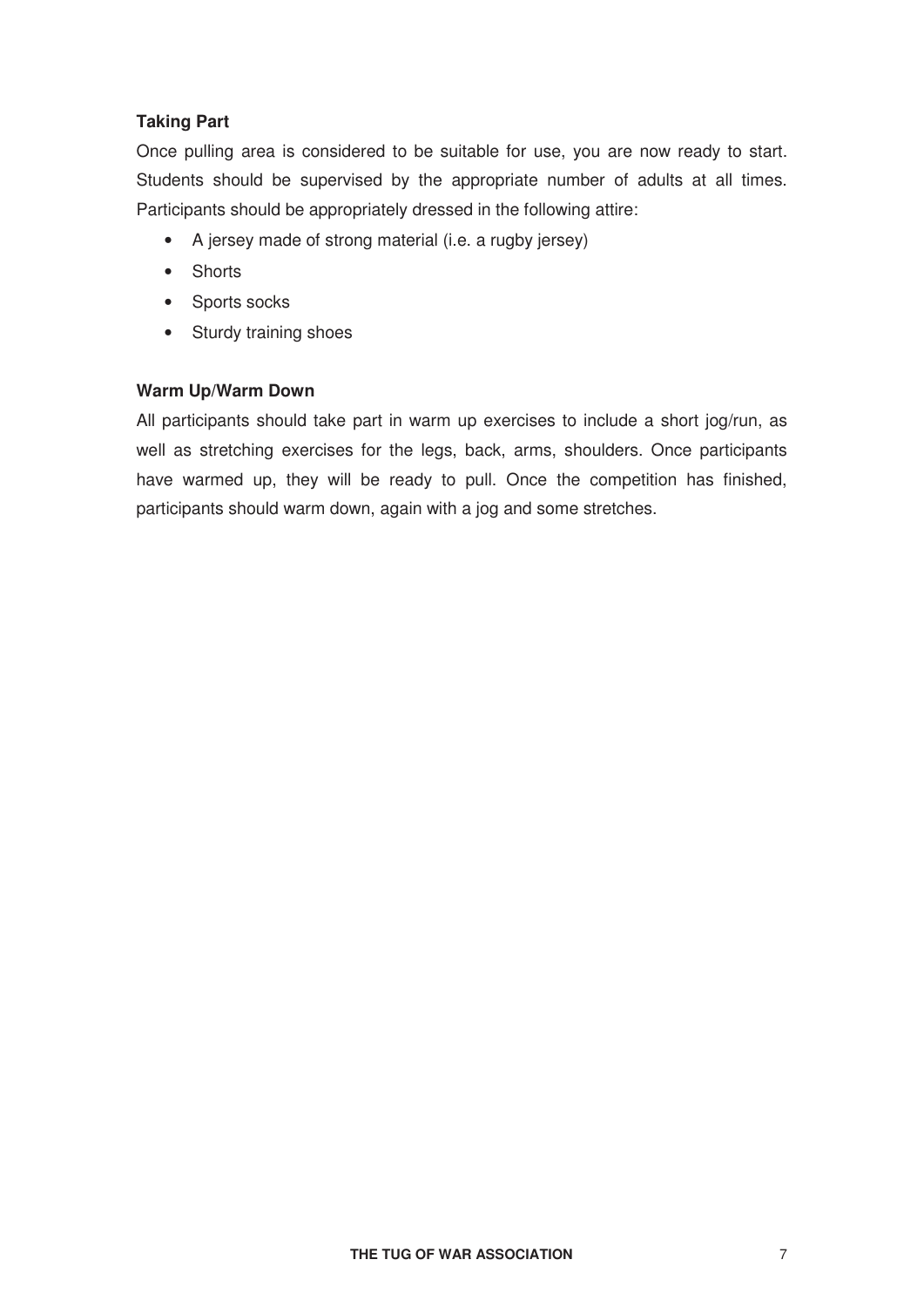**Taking Part**

Once pulling area is considered to be suitable for use, you are now ready to start. Students should be supervised by the appropriate number of adults at all times. Participants should be appropriately dressed in the following attire:

- A jersey made of strong material (i.e. a rugby jersey)
- Shorts
- Sports socks
- Sturdy training shoes

**Warm Up/Warm Down**

All participants should take part in warm up exercises to include a short jog/run, as well as stretching exercises for the legs, back, arms, shoulders. Once participants have warmed up, they will be ready to pull. Once the competition has finished, participants should warm down, again with a jog and some stretches.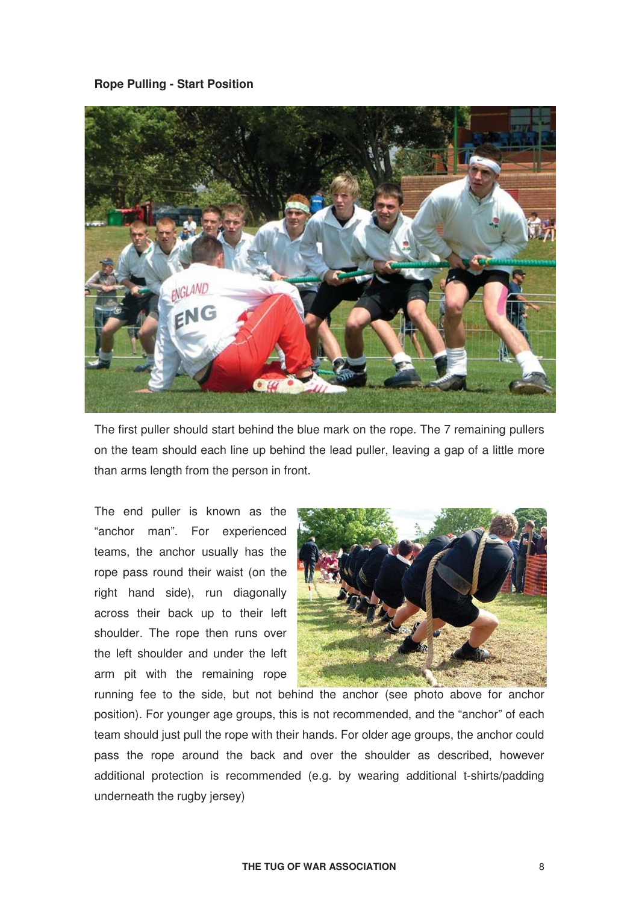**Rope Pulling - Start Position**

The first puller should start behind the blue mark on the rope. The 7 remaining pullers on the team should each line up behind the lead puller, leaving a gap of a little more than arms length from the person in front.

The end puller is known as the "anchor man". For experienced teams, the anchor usually has the rope pass round their waist (on the right hand side), run diagonally across their back up to their left shoulder. The rope then runs over the left shoulder and under the left arm pit with the remaining rope running fee to the side, but not behind the anchor (see photo above for anchor position). For younger age groups, this is not recommended, and the "anchor" of each team should just pull the rope with their hands. For older age groups, the anchor could pass the rope around the back and over the shoulder as described, however additional protection is recommended (e.g. by wearing additional t-shirts/padding underneath the rugby jersey)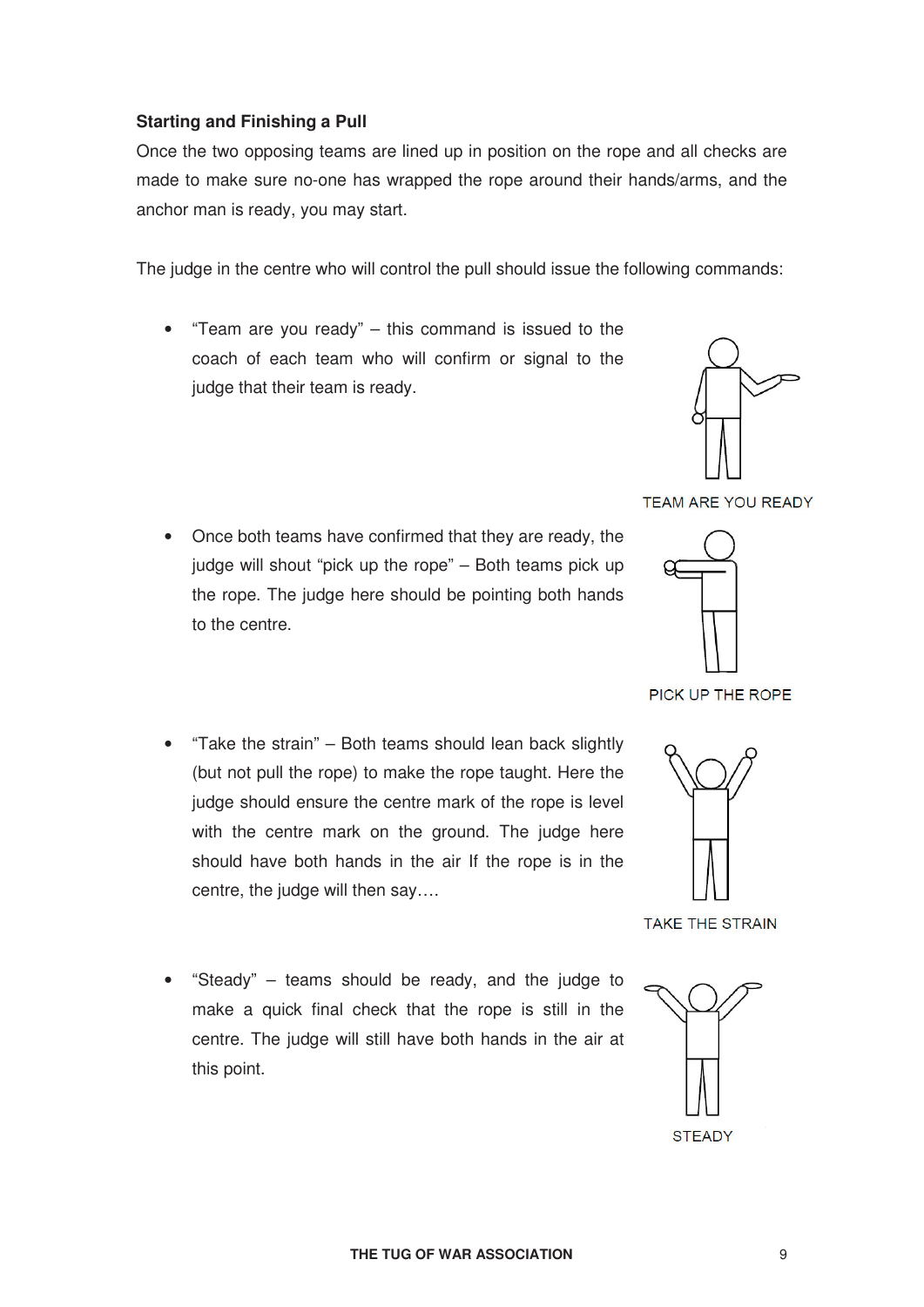### Starting and Finishing a Pull

Once the two opposing teams are lined up in position on the rope and all checks are made to make sure no-one has wrapped the rope around their hands/arms, and the anchor man is ready, you may start.

The judge in the centre who will control the pull should issue the following commands:

- "Team are you ready" – this command is issued to the coach of each team who will confirm or signal to the judge that their team is ready.

TEAM ARE YOU READY

- Once both teams have confirmed that they are ready, the judge will shout "pick up the rope" – Both teams pick up the rope. The judge here should be pointing both hands to the centre.

PICK UP THE ROPE

- "Take the strain" – Both teams should lean back slightly (but not pull the rope) to make the rope taught. Here the judge should ensure the centre mark of the rope is level with the centre mark on the ground. The judge here should have both hands in the air If the rope is in the centre, the judge will then say….

TAKE THE STRAIN

- "Steady" – teams should be ready, and the judge to make a quick final check that the rope is still in the centre. The judge will still have both hands in the air at this point.

STEADY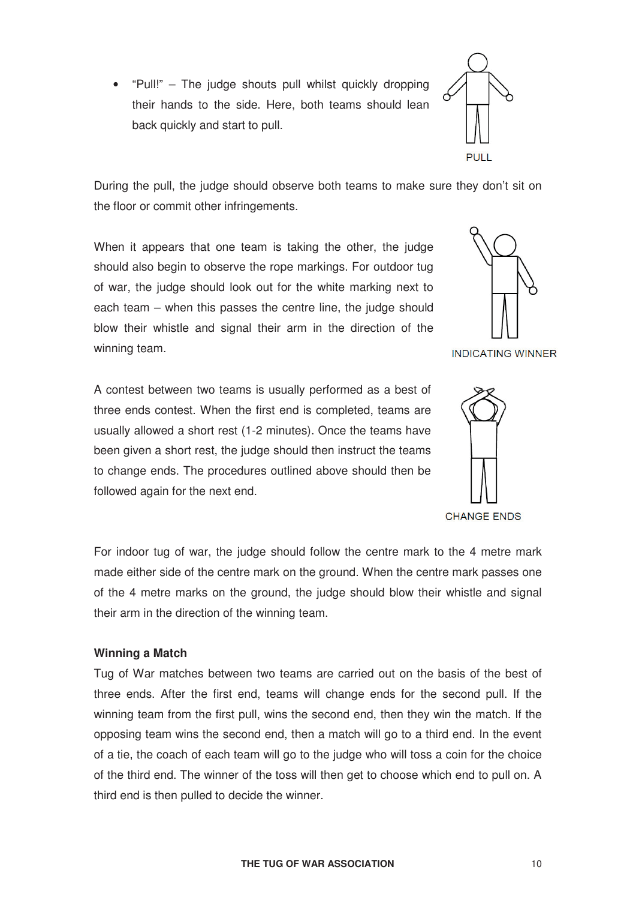- "Pull!" – The judge shouts pull whilst quickly dropping their hands to the side. Here, both teams should lean back quickly and start to pull.

PULL

During the pull, the judge should observe both teams to make sure they don't sit on the floor or commit other infringements.

When it appears that one team is taking the other, the judge should also begin to observe the rope markings. For outdoor tug of war, the judge should look out for the white marking next to each team – when this passes the centre line, the judge should blow their whistle and signal their arm in the direction of the winning team.

INDICATING WINNER

A contest between two teams is usually performed as a best of three ends contest. When the first end is completed, teams are usually allowed a short rest (1-2 minutes). Once the teams have been given a short rest, the judge should then instruct the teams to change ends. The procedures outlined above should then be followed again for the next end.

CHANGE ENDS

For indoor tug of war, the judge should follow the centre mark to the 4 metre mark made either side of the centre mark on the ground. When the centre mark passes one of the 4 metre marks on the ground, the judge should blow their whistle and signal their arm in the direction of the winning team.

**Winning a Match**

Tug of War matches between two teams are carried out on the basis of the best of three ends. After the first end, teams will change ends for the second pull. If the winning team from the first pull, wins the second end, then they win the match. If the opposing team wins the second end, then a match will go to a third end. In the event of a tie, the coach of each team will go to the judge who will toss a coin for the choice of the third end. The winner of the toss will then get to choose which end to pull on. A third end is then pulled to decide the winner.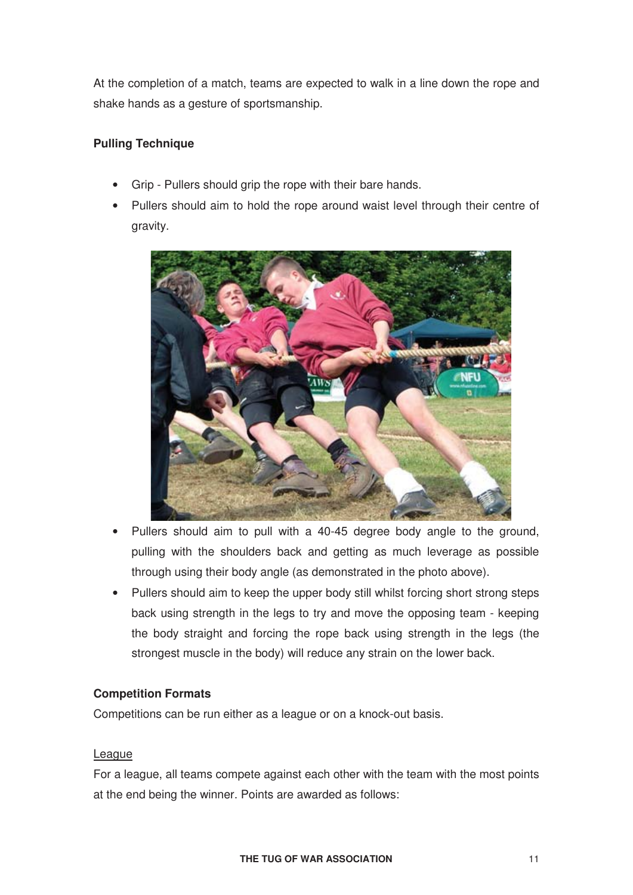At the completion of a match, teams are expected to walk in a line down the rope and shake hands as a gesture of sportsmanship.

### Pulling Technique

- Grip - Pullers should grip the rope with their bare hands.
- Pullers should aim to hold the rope around waist level through their centre of gravity.
- Pullers should aim to pull with a 40-45 degree body angle to the ground, pulling with the shoulders back and getting as much leverage as possible through using their body angle (as demonstrated in the photo above).
- Pullers should aim to keep the upper body still whilst forcing short strong steps back using strength in the legs to try and move the opposing team - keeping the body straight and forcing the rope back using strength in the legs (the strongest muscle in the body) will reduce any strain on the lower back.

### Competition Formats

Competitions can be run either as a league or on a knock-out basis.

League

For a league, all teams compete against each other with the team with the most points at the end being the winner. Points are awarded as follows: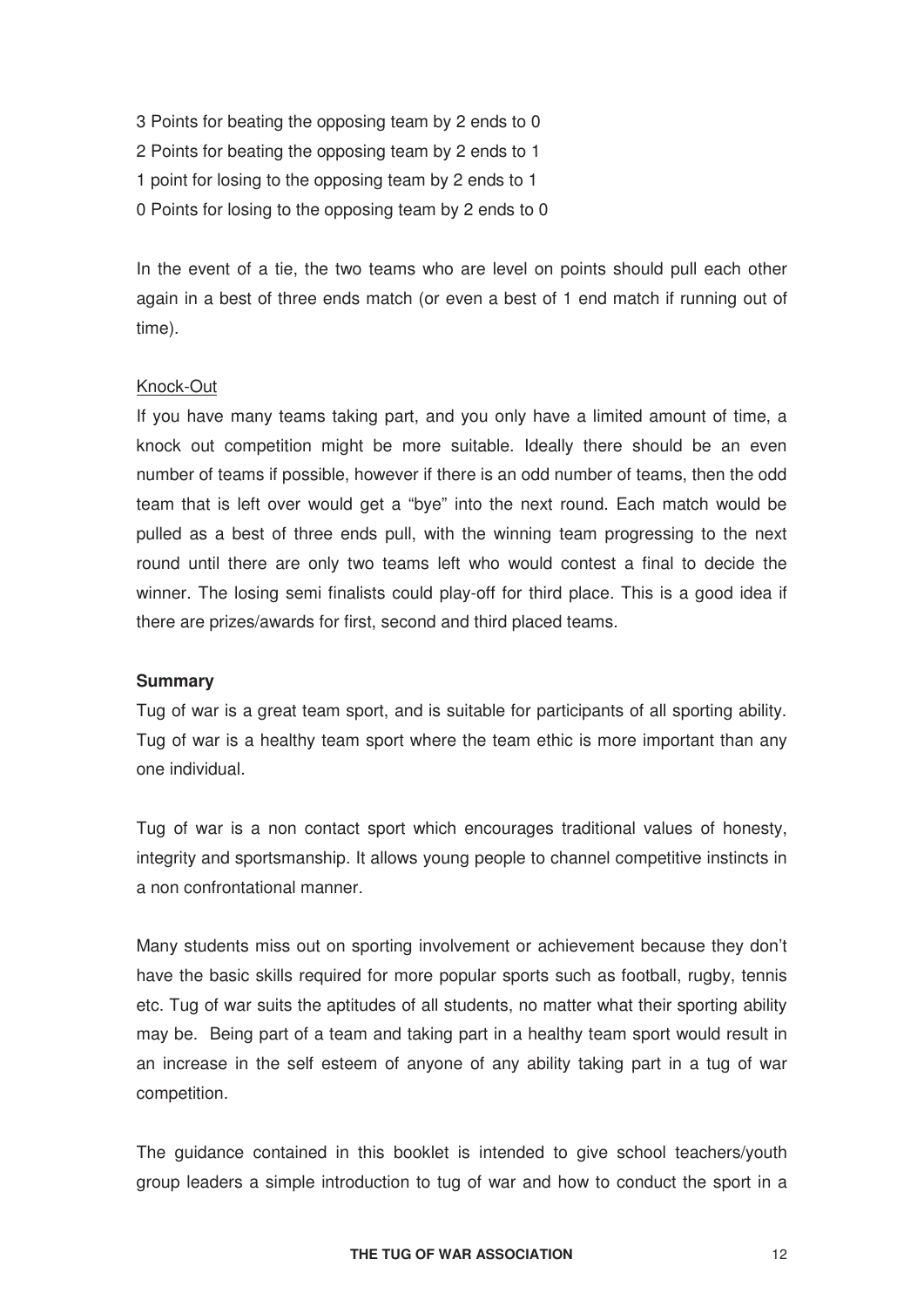3 Points for beating the opposing team by 2 ends to 0

2 Points for beating the opposing team by 2 ends to 1

1 point for losing to the opposing team by 2 ends to 1

0 Points for losing to the opposing team by 2 ends to 0

In the event of a tie, the two teams who are level on points should pull each other again in a best of three ends match (or even a best of 1 end match if running out of time).

Knock-Out

If you have many teams taking part, and you only have a limited amount of time, a knock out competition might be more suitable. Ideally there should be an even number of teams if possible, however if there is an odd number of teams, then the odd team that is left over would get a "bye" into the next round. Each match would be pulled as a best of three ends pull, with the winning team progressing to the next round until there are only two teams left who would contest a final to decide the winner. The losing semi finalists could play-off for third place. This is a good idea if there are prizes/awards for first, second and third placed teams.

**Summary**

Tug of war is a great team sport, and is suitable for participants of all sporting ability. Tug of war is a healthy team sport where the team ethic is more important than any one individual.

Tug of war is a non contact sport which encourages traditional values of honesty, integrity and sportsmanship. It allows young people to channel competitive instincts in a non confrontational manner.

Many students miss out on sporting involvement or achievement because they don't have the basic skills required for more popular sports such as football, rugby, tennis etc. Tug of war suits the aptitudes of all students, no matter what their sporting ability may be. Being part of a team and taking part in a healthy team sport would result in an increase in the self esteem of anyone of any ability taking part in a tug of war competition.

The guidance contained in this booklet is intended to give school teachers/youth group leaders a simple introduction to tug of war and how to conduct the sport in a